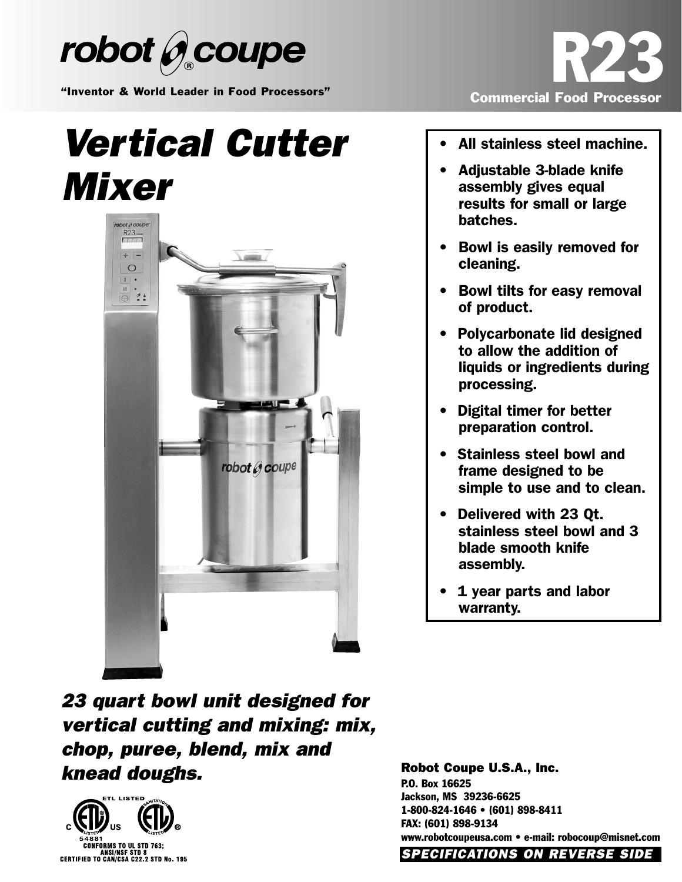robot coupe®

"Inventor & World Leader in Food Processors"

# R23

**Commercial Food Processor**

# *Vertical Cutter Mixer*

- **All stainless steel machine.**
- **Adjustable 3-blade knife assembly gives equal results for small or large batches.**
- **Bowl is easily removed for cleaning.**
- **Bowl tilts for easy removal of product.**
- **Polycarbonate lid designed to allow the addition of liquids or ingredients during processing.**
- **Digital timer for better preparation control.**
- **Stainless steel bowl and frame designed to be simple to use and to clean.**
- **Delivered with 23 Qt. stainless steel bowl and 3 blade smooth knife assembly.**
- **1 year parts and labor warranty.**

## *23 quart bowl unit designed for vertical cutting and mixing: mix, chop, puree, blend, mix and knead doughs.*

ETL LISTED
C US LISTED 54881
SANITATION LISTED
CONFORMS TO UL STD 763;
ANSI/NSF STD 8
CERTIFIED TO CAN/CSA C22.2 STD No. 195

**Robot Coupe U.S.A., Inc.**
P.O. Box 16625
Jackson, MS 39236-6625
1-800-824-1646 • (601) 898-8411
FAX: (601) 898-9134
www.robotcoupeusa.com • e-mail: robocoup@misnet.com

***SPECIFICATIONS ON REVERSE SIDE***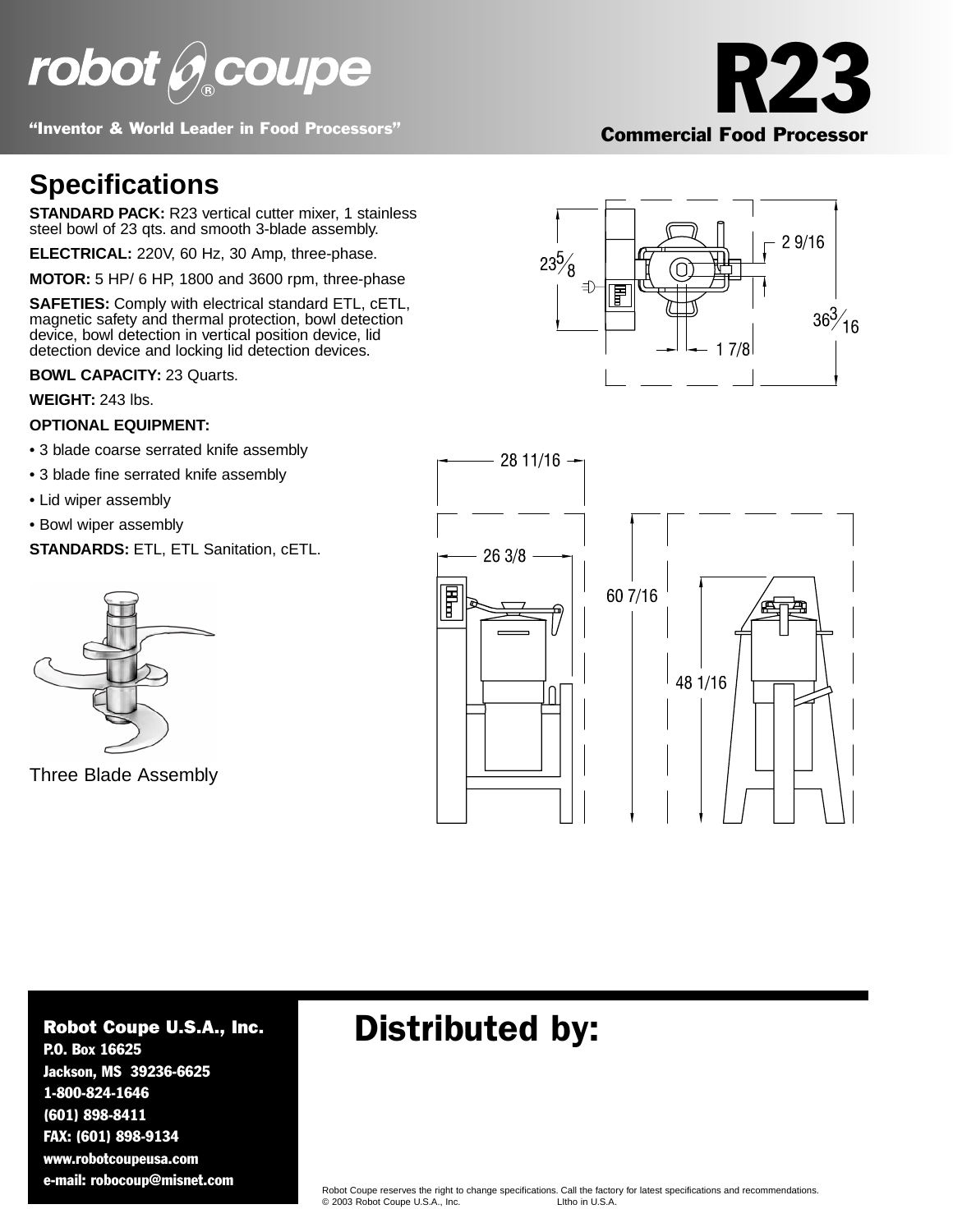# robot coupe®

*"Inventor & World Leader in Food Processors"*

# R23

## Commercial Food Processor

## Specifications

**STANDARD PACK:** R23 vertical cutter mixer, 1 stainless steel bowl of 23 qts. and smooth 3-blade assembly.

**ELECTRICAL:** 220V, 60 Hz, 30 Amp, three-phase.

**MOTOR:** 5 HP/ 6 HP, 1800 and 3600 rpm, three-phase

**SAFETIES:** Comply with electrical standard ETL, cETL, magnetic safety and thermal protection, bowl detection device, bowl detection in vertical position device, lid detection device and locking lid detection devices.

**BOWL CAPACITY:** 23 Quarts.

**WEIGHT:** 243 lbs.

**OPTIONAL EQUIPMENT:**

- 3 blade coarse serrated knife assembly
- 3 blade fine serrated knife assembly
- Lid wiper assembly
- Bowl wiper assembly

**STANDARDS:** ETL, ETL Sanitation, cETL.

Three Blade Assembly

23 5/8

2 9/16

36 3/16

1 7/8

28 11/16

26 3/8

60 7/16

48 1/16

**Robot Coupe U.S.A., Inc.**
P.O. Box 16625
Jackson, MS 39236-6625
1-800-824-1646
(601) 898-8411
FAX: (601) 898-9134
www.robotcoupeusa.com
e-mail: robocoup@misnet.com

## Distributed by:

Robot Coupe reserves the right to change specifications. Call the factory for latest specifications and recommendations.
© 2003 Robot Coupe U.S.A., Inc. Litho in U.S.A.